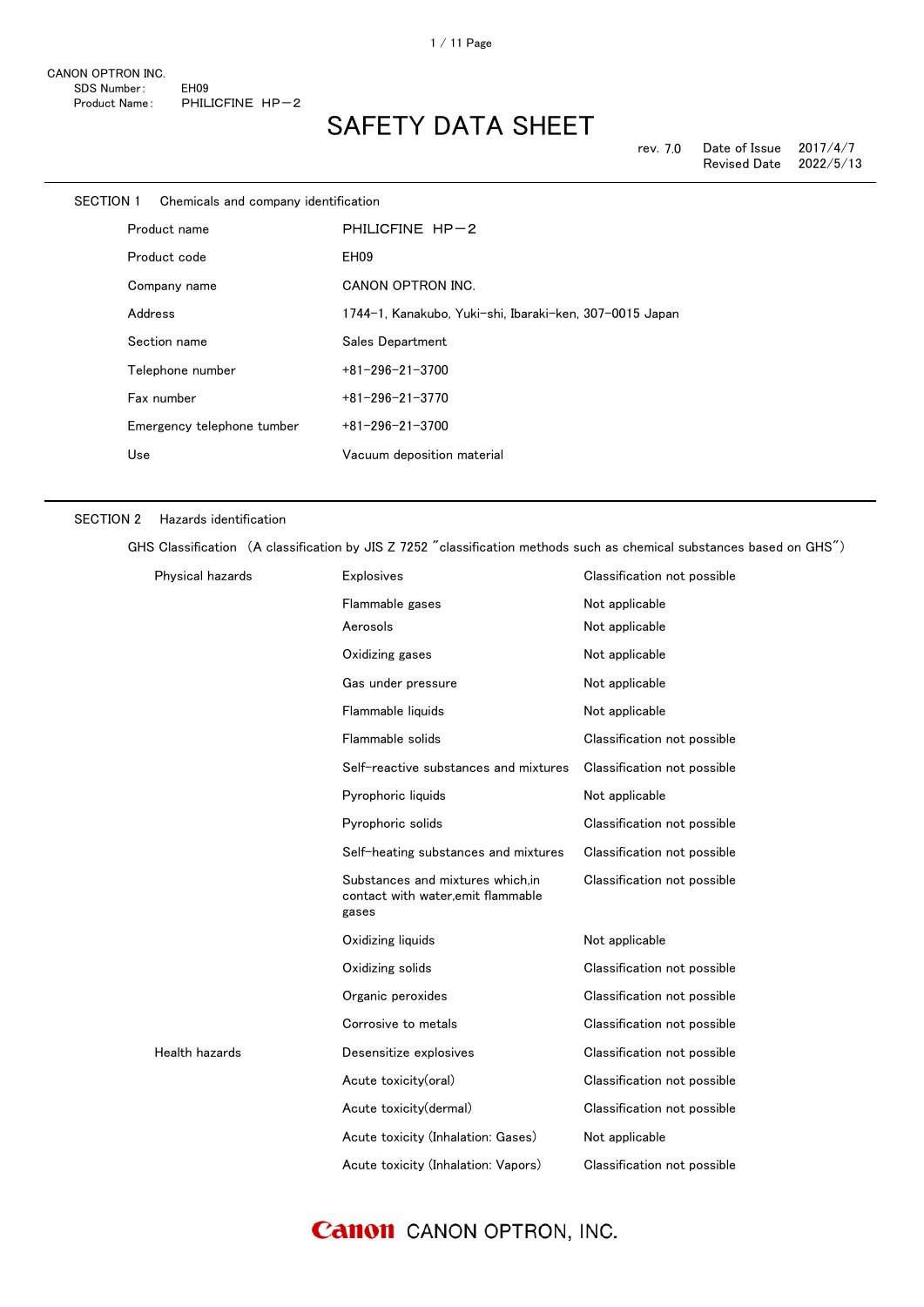CANON OPTRON INC.
SDS Number: EH09
Product Name: PHILICFINE HP−2

# SAFETY DATA SHEET

rev. 7.0 Date of Issue 2017/4/7
Revised Date 2022/5/13

## SECTION 1 Chemicals and company identification

| | |
|---|---|
| Product name | PHILICFINE HP−2 |
| Product code | EH09 |
| Company name | CANON OPTRON INC. |
| Address | 1744−1, Kanakubo, Yuki−shi, Ibaraki−ken, 307−0015 Japan |
| Section name | Sales Department |
| Telephone number | +81−296−21−3700 |
| Fax number | +81−296−21−3770 |
| Emergency telephone tumber | +81−296−21−3700 |
| Use | Vacuum deposition material |

## SECTION 2 Hazards identification

GHS Classification （A classification by JIS Z 7252 ″classification methods such as chemical substances based on GHS″）

| | | |
|---|---|---|
| Physical hazards | Explosives | Classification not possible |
| | Flammable gases | Not applicable |
| | Aerosols | Not applicable |
| | Oxidizing gases | Not applicable |
| | Gas under pressure | Not applicable |
| | Flammable liquids | Not applicable |
| | Flammable solids | Classification not possible |
| | Self−reactive substances and mixtures | Classification not possible |
| | Pyrophoric liquids | Not applicable |
| | Pyrophoric solids | Classification not possible |
| | Self−heating substances and mixtures | Classification not possible |
| | Substances and mixtures which,in contact with water,emit flammable gases | Classification not possible |
| | Oxidizing liquids | Not applicable |
| | Oxidizing solids | Classification not possible |
| | Organic peroxides | Classification not possible |
| | Corrosive to metals | Classification not possible |
| Health hazards | Desensitize explosives | Classification not possible |
| | Acute toxicity(oral) | Classification not possible |
| | Acute toxicity(dermal) | Classification not possible |
| | Acute toxicity (Inhalation: Gases) | Not applicable |
| | Acute toxicity (Inhalation: Vapors) | Classification not possible |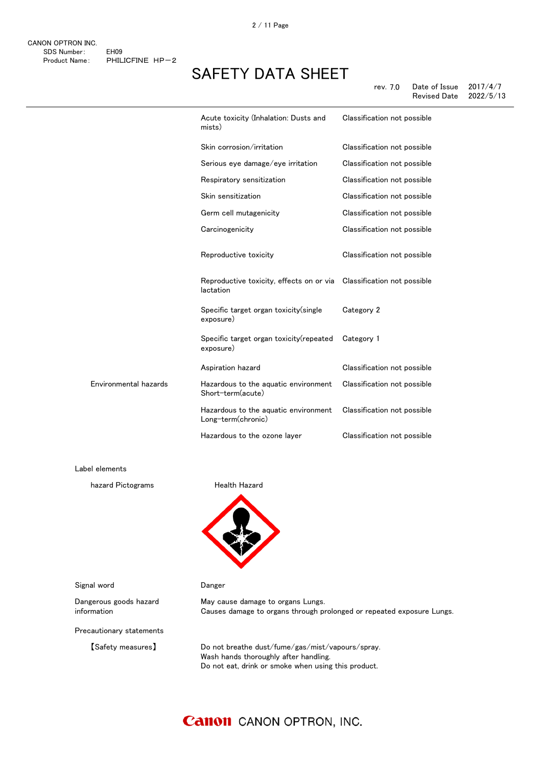| | | |
|---|---|---|
| | Acute toxicity (Inhalation: Dusts and mists) | Classification not possible |
| | Skin corrosion/irritation | Classification not possible |
| | Serious eye damage/eye irritation | Classification not possible |
| | Respiratory sensitization | Classification not possible |
| | Skin sensitization | Classification not possible |
| | Germ cell mutagenicity | Classification not possible |
| | Carcinogenicity | Classification not possible |
| | Reproductive toxicity | Classification not possible |
| | Reproductive toxicity, effects on or via lactation | Classification not possible |
| | Specific target organ toxicity(single exposure) | Category 2 |
| | Specific target organ toxicity(repeated exposure) | Category 1 |
| | Aspiration hazard | Classification not possible |
| Environmental hazards | Hazardous to the aquatic environment Short-term(acute) | Classification not possible |
| | Hazardous to the aquatic environment Long-term(chronic) | Classification not possible |
| | Hazardous to the ozone layer | Classification not possible |

Label elements

hazard Pictograms

Health Hazard

Signal word

Danger

Dangerous goods hazard information

May cause damage to organs Lungs.
Causes damage to organs through prolonged or repeated exposure Lungs.

Precautionary statements

【Safety measures】

Do not breathe dust/fume/gas/mist/vapours/spray.
Wash hands thoroughly after handling.
Do not eat, drink or smoke when using this product.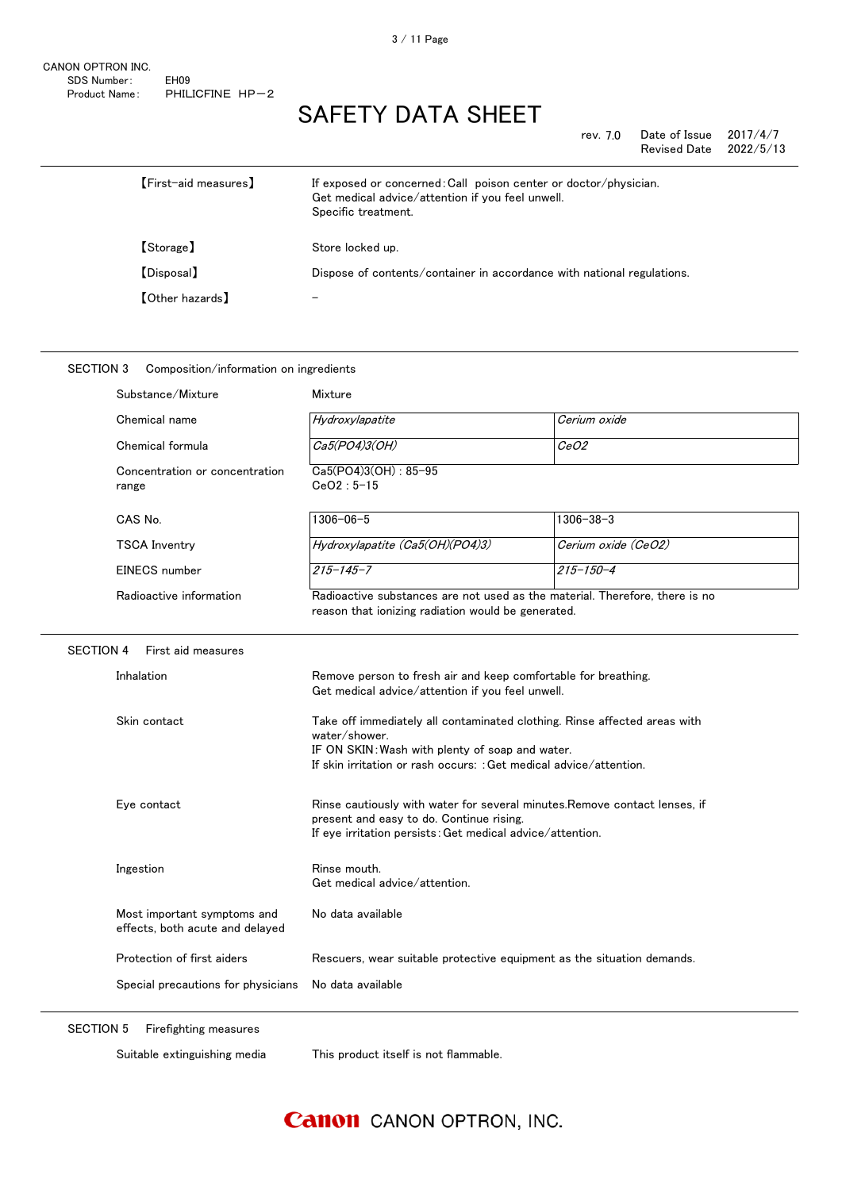| | |
|---|---|
| 【First-aid measures】 | If exposed or concerned: Call poison center or doctor/physician. Get medical advice/attention if you feel unwell. Specific treatment. |
| 【Storage】 | Store locked up. |
| 【Disposal】 | Dispose of contents/container in accordance with national regulations. |
| 【Other hazards】 | – |

## SECTION 3 Composition/information on ingredients

| | | |
|---|---|---|
| Substance/Mixture | Mixture | |
| Chemical name | *Hydroxylapatite* | *Cerium oxide* |
| Chemical formula | *$Ca_5(PO_4)_3(OH)$* | *$CeO_2$* |
| Concentration or concentration range | $Ca_5(PO_4)_3(OH)$ : 85–95<br>$CeO_2$ : 5–15 | |
| CAS No. | 1306–06–5 | 1306–38–3 |
| TSCA Inventry | *Hydroxylapatite ($Ca_5(OH)(PO_4)_3$)* | *Cerium oxide ($CeO_2$)* |
| EINECS number | *215–145–7* | *215–150–4* |
| Radioactive information | Radioactive substances are not used as the material. Therefore, there is no reason that ionizing radiation would be generated. | |

## SECTION 4 First aid measures

| | |
|---|---|
| Inhalation | Remove person to fresh air and keep comfortable for breathing. Get medical advice/attention if you feel unwell. |
| Skin contact | Take off immediately all contaminated clothing. Rinse affected areas with water/shower. IF ON SKIN: Wash with plenty of soap and water. If skin irritation or rash occurs: : Get medical advice/attention. |
| Eye contact | Rinse cautiously with water for several minutes.Remove contact lenses, if present and easy to do. Continue rising. If eye irritation persists: Get medical advice/attention. |
| Ingestion | Rinse mouth. Get medical advice/attention. |
| Most important symptoms and effects, both acute and delayed | No data available |
| Protection of first aiders | Rescuers, wear suitable protective equipment as the situation demands. |
| Special precautions for physicians | No data available |

## SECTION 5 Firefighting measures

| | |
|---|---|
| Suitable extinguishing media | This product itself is not flammable. |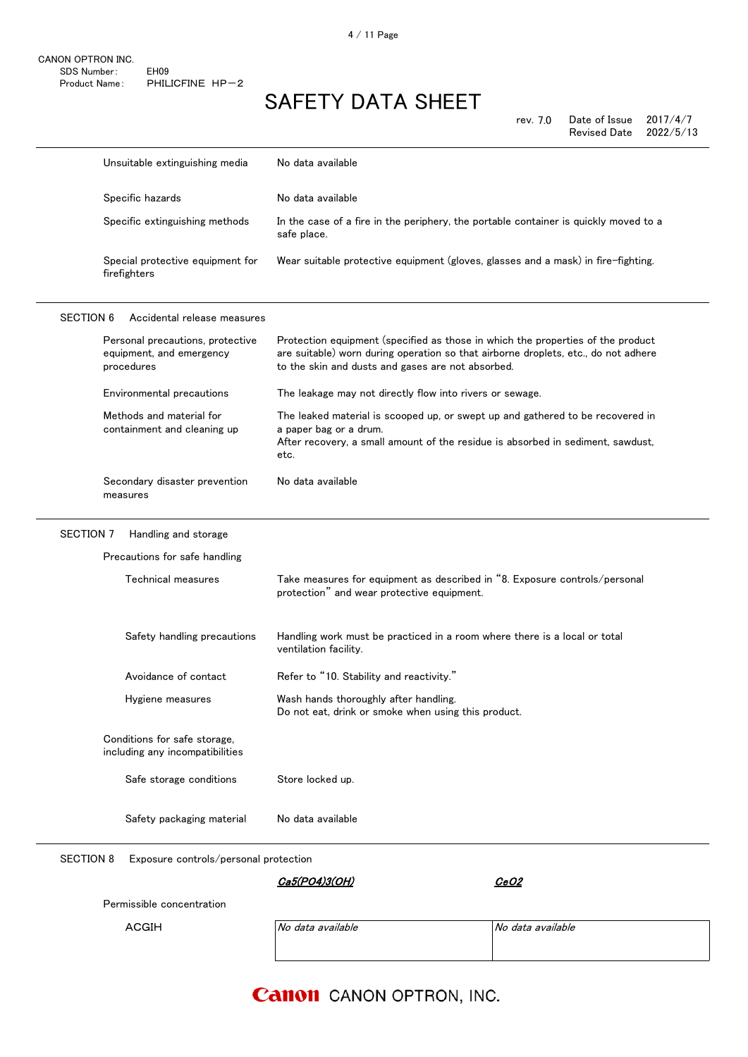| | |
|---|---|
| Unsuitable extinguishing media | No data available |
| Specific hazards | No data available |
| Specific extinguishing methods | In the case of a fire in the periphery, the portable container is quickly moved to a safe place. |
| Special protective equipment for firefighters | Wear suitable protective equipment (gloves, glasses and a mask) in fire-fighting. |

## SECTION 6 Accidental release measures

| | |
|---|---|
| Personal precautions, protective equipment, and emergency procedures | Protection equipment (specified as those in which the properties of the product are suitable) worn during operation so that airborne droplets, etc., do not adhere to the skin and dusts and gases are not absorbed. |
| Environmental precautions | The leakage may not directly flow into rivers or sewage. |
| Methods and material for containment and cleaning up | The leaked material is scooped up, or swept up and gathered to be recovered in a paper bag or a drum.<br>After recovery, a small amount of the residue is absorbed in sediment, sawdust, etc. |
| Secondary disaster prevention measures | No data available |

## SECTION 7 Handling and storage

Precautions for safe handling

| | |
|---|---|
| Technical measures | Take measures for equipment as described in "8. Exposure controls/personal protection" and wear protective equipment. |
| Safety handling precautions | Handling work must be practiced in a room where there is a local or total ventilation facility. |
| Avoidance of contact | Refer to "10. Stability and reactivity." |
| Hygiene measures | Wash hands thoroughly after handling.<br>Do not eat, drink or smoke when using this product. |

Conditions for safe storage, including any incompatibilities

| | |
|---|---|
| Safe storage conditions | Store locked up. |
| Safety packaging material | No data available |

## SECTION 8 Exposure controls/personal protection

| | *$Ca_5(PO_4)_3(OH)$* | *$CeO_2$* |
|---|---|---|
| Permissible concentration | | |
| ACGIH | *No data available* | *No data available* |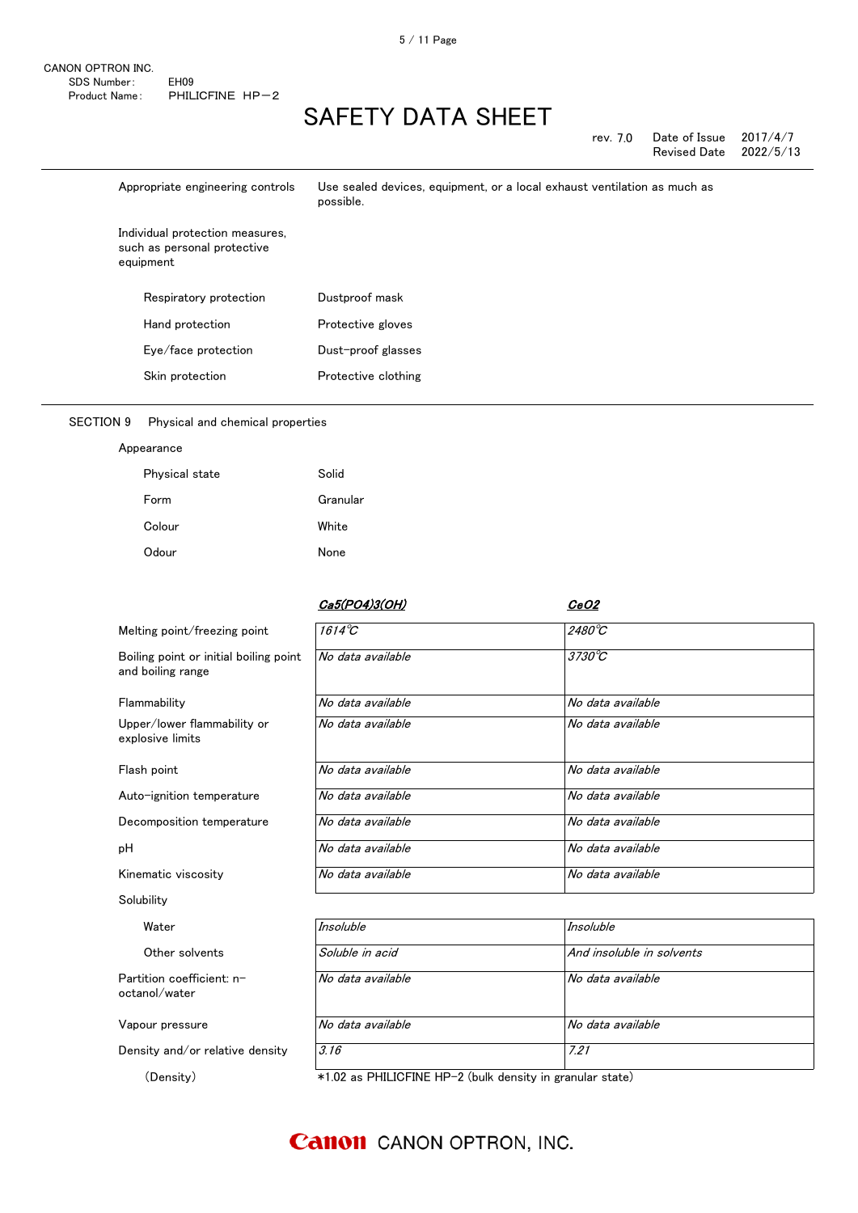| | |
|---|---|
| Appropriate engineering controls | Use sealed devices, equipment, or a local exhaust ventilation as much as possible. |
| Individual protection measures, such as personal protective equipment | |
| Respiratory protection | Dustproof mask |
| Hand protection | Protective gloves |
| Eye/face protection | Dust-proof glasses |
| Skin protection | Protective clothing |

## SECTION 9 Physical and chemical properties

Appearance

| | |
|---|---|
| Physical state | Solid |
| Form | Granular |
| Colour | White |
| Odour | None |

| | $Ca_5(PO_4)_3(OH)$ | $CeO_2$ |
|---|---|---|
| Melting point/freezing point | 1614℃ | 2480℃ |
| Boiling point or initial boiling point and boiling range | No data available | 3730℃ |
| Flammability | No data available | No data available |
| Upper/lower flammability or explosive limits | No data available | No data available |
| Flash point | No data available | No data available |
| Auto-ignition temperature | No data available | No data available |
| Decomposition temperature | No data available | No data available |
| pH | No data available | No data available |
| Kinematic viscosity | No data available | No data available |
| Solubility | | |
| Water | Insoluble | Insoluble |
| Other solvents | Soluble in acid | And insoluble in solvents |
| Partition coefficient: n-octanol/water | No data available | No data available |
| Vapour pressure | No data available | No data available |
| Density and/or relative density | 3.16 | 7.21 |
| (Density) | *1.02 as PHILICFINE HP-2 (bulk density in granular state) | |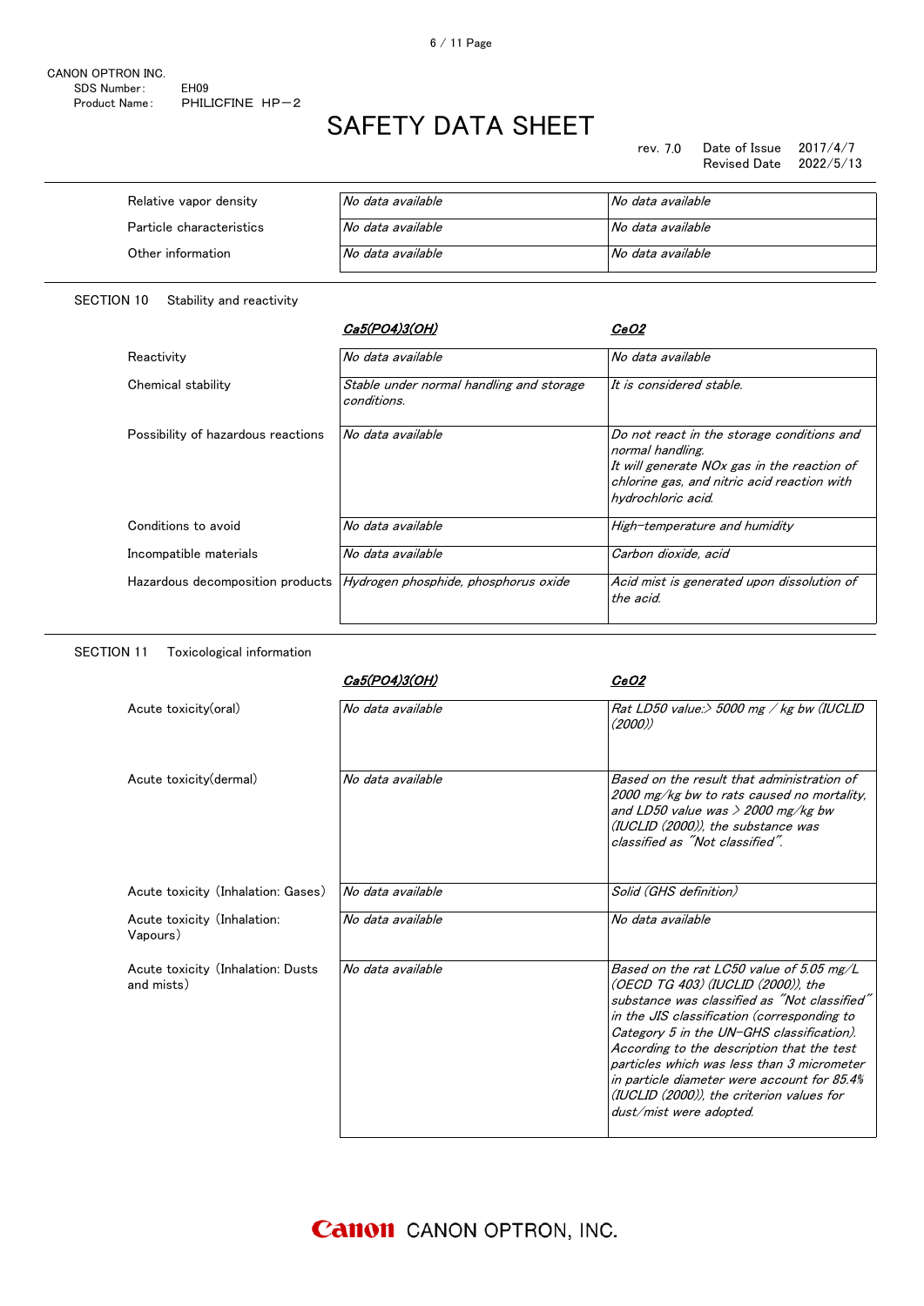| | | |
|---|---|---|
| Relative vapor density | *No data available* | *No data available* |
| Particle characteristics | *No data available* | *No data available* |
| Other information | *No data available* | *No data available* |

## SECTION 10　Stability and reactivity

| | ***$Ca_5(PO_4)_3(OH)$*** | ***$CeO_2$*** |
|---|---|---|
| Reactivity | *No data available* | *No data available* |
| Chemical stability | *Stable under normal handling and storage conditions.* | *It is considered stable.* |
| Possibility of hazardous reactions | *No data available* | *Do not react in the storage conditions and normal handling. It will generate NOx gas in the reaction of chlorine gas, and nitric acid reaction with hydrochloric acid.* |
| Conditions to avoid | *No data available* | *High-temperature and humidity* |
| Incompatible materials | *No data available* | *Carbon dioxide, acid* |
| Hazardous decomposition products | *Hydrogen phosphide, phosphorus oxide* | *Acid mist is generated upon dissolution of the acid.* |

## SECTION 11　Toxicological information

| | ***$Ca_5(PO_4)_3(OH)$*** | ***$CeO_2$*** |
|---|---|---|
| Acute toxicity(oral) | *No data available* | *Rat LD50 value:> 5000 mg / kg bw (IUCLID (2000))* |
| Acute toxicity(dermal) | *No data available* | *Based on the result that administration of 2000 mg/kg bw to rats caused no mortality, and LD50 value was > 2000 mg/kg bw (IUCLID (2000)), the substance was classified as "Not classified".* |
| Acute toxicity (Inhalation: Gases) | *No data available* | *Solid (GHS definition)* |
| Acute toxicity (Inhalation: Vapours) | *No data available* | *No data available* |
| Acute toxicity (Inhalation: Dusts and mists) | *No data available* | *Based on the rat LC50 value of 5.05 mg/L (OECD TG 403) (IUCLID (2000)), the substance was classified as "Not classified" in the JIS classification (corresponding to Category 5 in the UN-GHS classification). According to the description that the test particles which was less than 3 micrometer in particle diameter were account for 85.4% (IUCLID (2000)), the criterion values for dust/mist were adopted.* |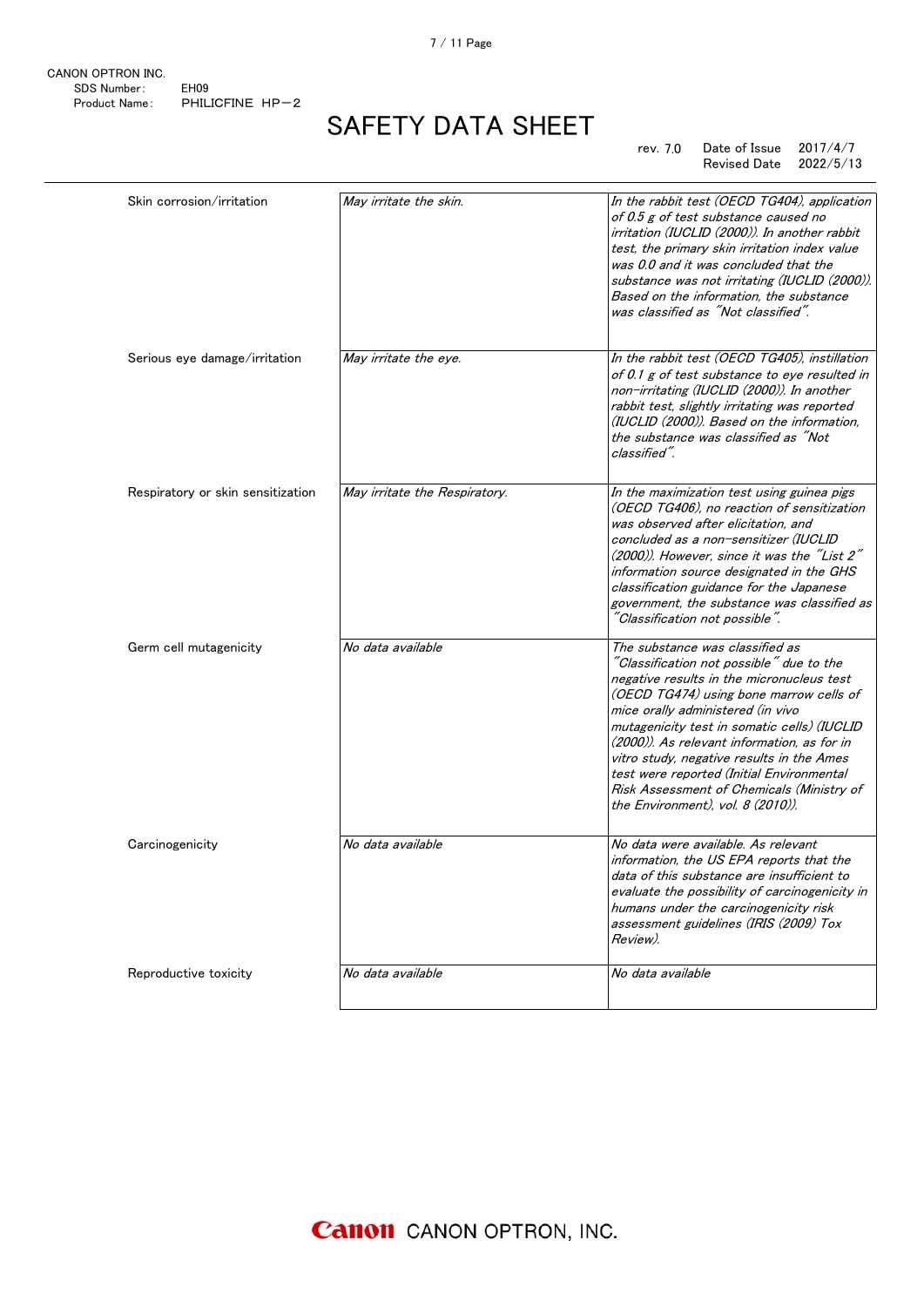| | | |
|---|---|---|
| Skin corrosion/irritation | *May irritate the skin.* | *In the rabbit test (OECD TG404), application of 0.5 g of test substance caused no irritation (IUCLID (2000)). In another rabbit test, the primary skin irritation index value was 0.0 and it was concluded that the substance was not irritating (IUCLID (2000)). Based on the information, the substance was classified as ″Not classified″.* |
| Serious eye damage/irritation | *May irritate the eye.* | *In the rabbit test (OECD TG405), instillation of 0.1 g of test substance to eye resulted in non-irritating (IUCLID (2000)). In another rabbit test, slightly irritating was reported (IUCLID (2000)). Based on the information, the substance was classified as ″Not classified″.* |
| Respiratory or skin sensitization | *May irritate the Respiratory.* | *In the maximization test using guinea pigs (OECD TG406), no reaction of sensitization was observed after elicitation, and concluded as a non-sensitizer (IUCLID (2000)). However, since it was the ″List 2″ information source designated in the GHS classification guidance for the Japanese government, the substance was classified as ″Classification not possible″.* |
| Germ cell mutagenicity | *No data available* | *The substance was classified as ″Classification not possible″ due to the negative results in the micronucleus test (OECD TG474) using bone marrow cells of mice orally administered (in vivo mutagenicity test in somatic cells) (IUCLID (2000)). As relevant information, as for in vitro study, negative results in the Ames test were reported (Initial Environmental Risk Assessment of Chemicals (Ministry of the Environment), vol. 8 (2010)).* |
| Carcinogenicity | *No data available* | *No data were available. As relevant information, the US EPA reports that the data of this substance are insufficient to evaluate the possibility of carcinogenicity in humans under the carcinogenicity risk assessment guidelines (IRIS (2009) Tox Review).* |
| Reproductive toxicity | *No data available* | *No data available* |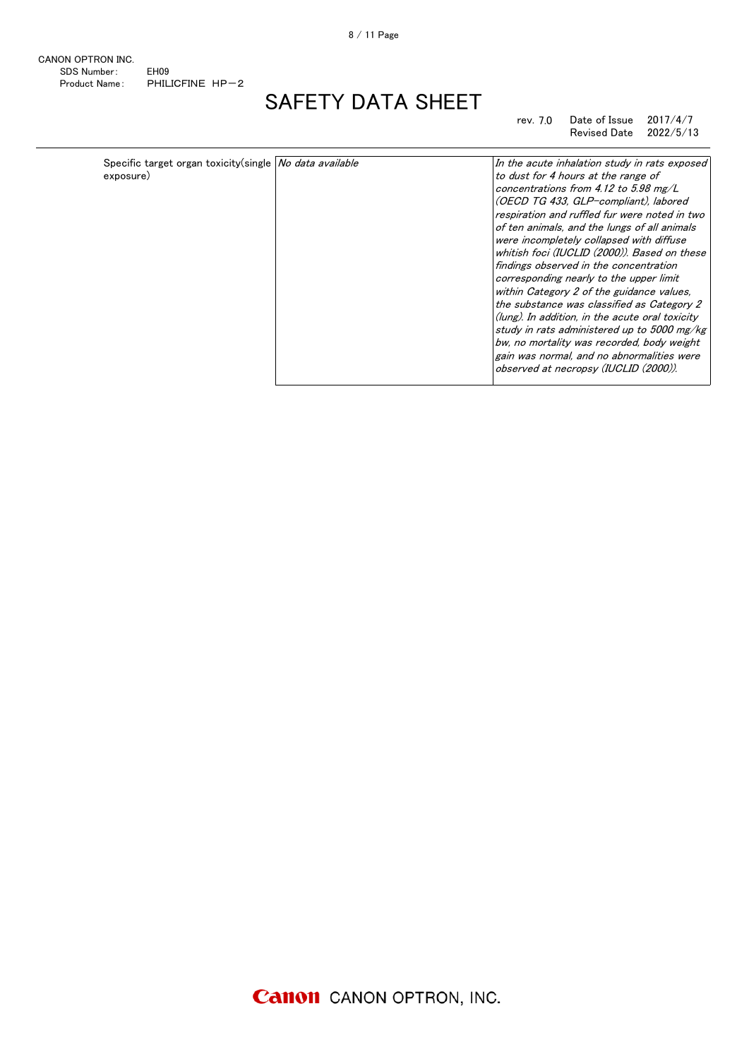| Specific target organ toxicity(single exposure) | *No data available* | *In the acute inhalation study in rats exposed to dust for 4 hours at the range of concentrations from 4.12 to 5.98 mg/L (OECD TG 433, GLP-compliant), labored respiration and ruffled fur were noted in two of ten animals, and the lungs of all animals were incompletely collapsed with diffuse whitish foci (IUCLID (2000)). Based on these findings observed in the concentration corresponding nearly to the upper limit within Category 2 of the guidance values, the substance was classified as Category 2 (lung). In addition, in the acute oral toxicity study in rats administered up to 5000 mg/kg bw, no mortality was recorded, body weight gain was normal, and no abnormalities were observed at necropsy (IUCLID (2000)).* |
|---|---|---|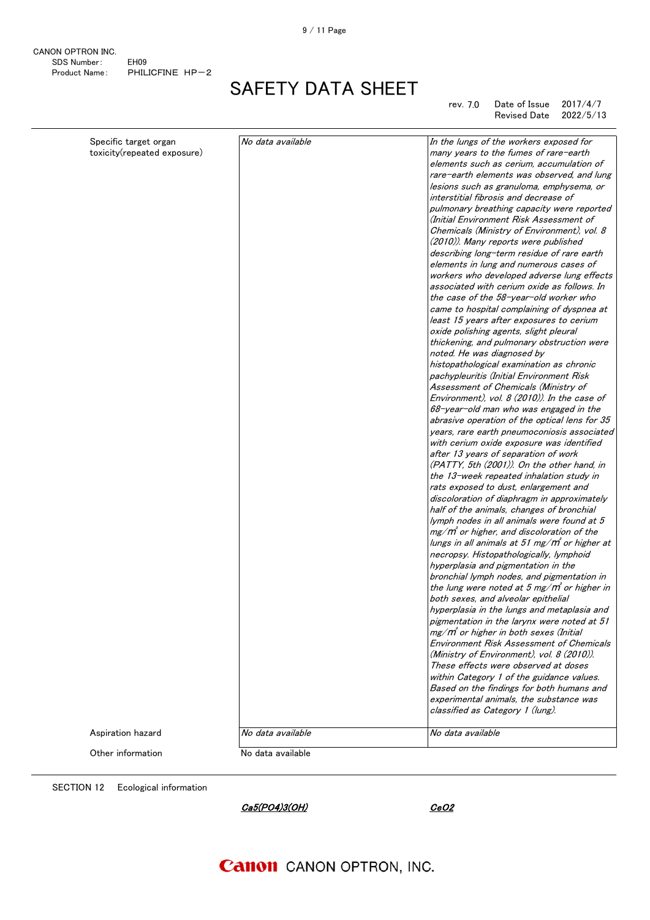| | | |
|---|---|---|
| Specific target organ toxicity(repeated exposure) | *No data available* | *In the lungs of the workers exposed for many years to the fumes of rare-earth elements such as cerium, accumulation of rare-earth elements was observed, and lung lesions such as granuloma, emphysema, or interstitial fibrosis and decrease of pulmonary breathing capacity were reported (Initial Environment Risk Assessment of Chemicals (Ministry of Environment), vol. 8 (2010)). Many reports were published describing long-term residue of rare earth elements in lung and numerous cases of workers who developed adverse lung effects associated with cerium oxide as follows. In the case of the 58-year-old worker who came to hospital complaining of dyspnea at least 15 years after exposures to cerium oxide polishing agents, slight pleural thickening, and pulmonary obstruction were noted. He was diagnosed by histopathological examination as chronic pachypleuritis (Initial Environment Risk Assessment of Chemicals (Ministry of Environment), vol. 8 (2010)). In the case of 68-year-old man who was engaged in the abrasive operation of the optical lens for 35 years, rare earth pneumoconiosis associated with cerium oxide exposure was identified after 13 years of separation of work (PATTY, 5th (2001)). On the other hand, in the 13-week repeated inhalation study in rats exposed to dust, enlargement and discoloration of diaphragm in approximately half of the animals, changes of bronchial lymph nodes in all animals were found at 5 mg/m³ or higher, and discoloration of the lungs in all animals at 51 mg/m³ or higher at necropsy. Histopathologically, lymphoid hyperplasia and pigmentation in the bronchial lymph nodes, and pigmentation in the lung were noted at 5 mg/m³ or higher in both sexes, and alveolar epithelial hyperplasia in the lungs and metaplasia and pigmentation in the larynx were noted at 51 mg/m³ or higher in both sexes (Initial Environment Risk Assessment of Chemicals (Ministry of Environment), vol. 8 (2010)). These effects were observed at doses within Category 1 of the guidance values. Based on the findings for both humans and experimental animals, the substance was classified as Category 1 (lung).* |
| Aspiration hazard | *No data available* | *No data available* |

Other information: No data available

## SECTION 12 Ecological information

| | ***$Ca_5(PO_4)_3(OH)$*** | ***$CeO_2$*** |
|---|---|---|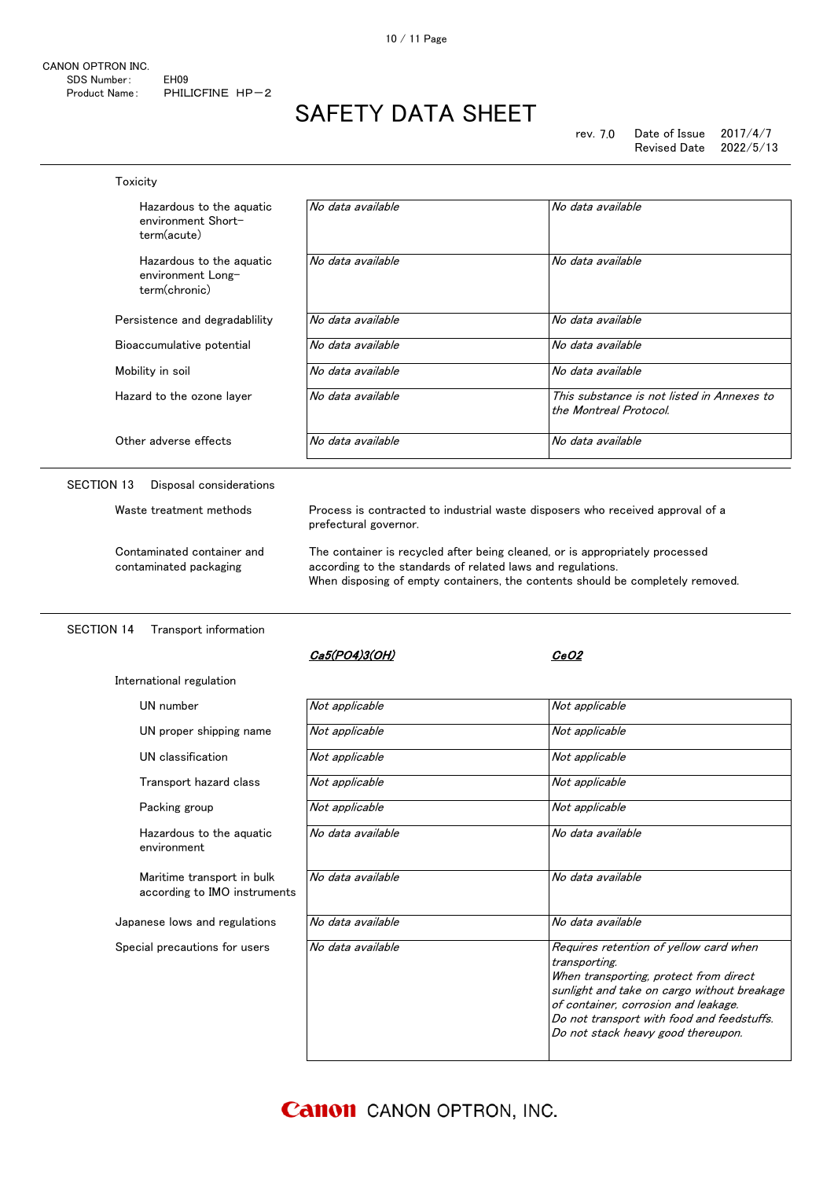Toxicity

| | | |
|---|---|---|
| Hazardous to the aquatic environment Short-term(acute) | *No data available* | *No data available* |
| Hazardous to the aquatic environment Long-term(chronic) | *No data available* | *No data available* |
| Persistence and degradablility | *No data available* | *No data available* |
| Bioaccumulative potential | *No data available* | *No data available* |
| Mobility in soil | *No data available* | *No data available* |
| Hazard to the ozone layer | *No data available* | *This substance is not listed in Annexes to the Montreal Protocol.* |
| Other adverse effects | *No data available* | *No data available* |

## SECTION 13 Disposal considerations

| | |
|---|---|
| Waste treatment methods | Process is contracted to industrial waste disposers who received approval of a prefectural governor. |
| Contaminated container and contaminated packaging | The container is recycled after being cleaned, or is appropriately processed according to the standards of related laws and regulations. When disposing of empty containers, the contents should be completely removed. |

## SECTION 14 Transport information

| | ***$Ca_5(PO_4)_3(OH)$*** | ***$CeO_2$*** |
|---|---|---|
| International regulation | | |
| UN number | *Not applicable* | *Not applicable* |
| UN proper shipping name | *Not applicable* | *Not applicable* |
| UN classification | *Not applicable* | *Not applicable* |
| Transport hazard class | *Not applicable* | *Not applicable* |
| Packing group | *Not applicable* | *Not applicable* |
| Hazardous to the aquatic environment | *No data available* | *No data available* |
| Maritime transport in bulk according to IMO instruments | *No data available* | *No data available* |
| Japanese lows and regulations | *No data available* | *No data available* |
| Special precautions for users | *No data available* | *Requires retention of yellow card when transporting. When transporting, protect from direct sunlight and take on cargo without breakage of container, corrosion and leakage. Do not transport with food and feedstuffs. Do not stack heavy good thereupon.* |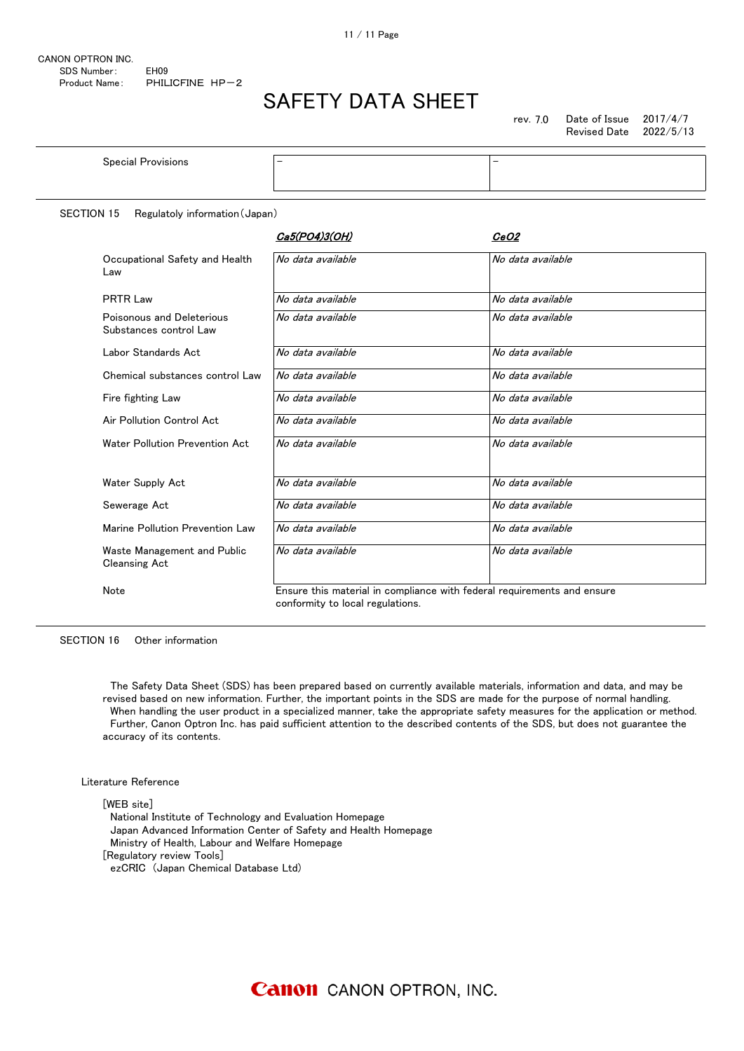CANON OPTRON INC.
SDS Number: EH09
Product Name: PHILICFINE HP−2

# SAFETY DATA SHEET

rev. 7.0 Date of Issue 2017/4/7
Revised Date 2022/5/13

| | | |
|---|---|---|
| Special Provisions | − | − |

## SECTION 15 Regulatoly information(Japan)

| | $Ca_5(PO_4)_3(OH)$ | $CeO_2$ |
|---|---|---|
| Occupational Safety and Health Law | *No data available* | *No data available* |
| PRTR Law | *No data available* | *No data available* |
| Poisonous and Deleterious Substances control Law | *No data available* | *No data available* |
| Labor Standards Act | *No data available* | *No data available* |
| Chemical substances control Law | *No data available* | *No data available* |
| Fire fighting Law | *No data available* | *No data available* |
| Air Pollution Control Act | *No data available* | *No data available* |
| Water Pollution Prevention Act | *No data available* | *No data available* |
| Water Supply Act | *No data available* | *No data available* |
| Sewerage Act | *No data available* | *No data available* |
| Marine Pollution Prevention Law | *No data available* | *No data available* |
| Waste Management and Public Cleansing Act | *No data available* | *No data available* |
| Note | Ensure this material in compliance with federal requirements and ensure conformity to local regulations. | |

## SECTION 16 Other information

The Safety Data Sheet (SDS) has been prepared based on currently available materials, information and data, and may be revised based on new information. Further, the important points in the SDS are made for the purpose of normal handling.
When handling the user product in a specialized manner, take the appropriate safety measures for the application or method.
Further, Canon Optron Inc. has paid sufficient attention to the described contents of the SDS, but does not guarantee the accuracy of its contents.

Literature Reference

[WEB site]
National Institute of Technology and Evaluation Homepage
Japan Advanced Information Center of Safety and Health Homepage
Ministry of Health, Labour and Welfare Homepage
[Regulatory review Tools]
ezCRIC (Japan Chemical Database Ltd)

Canon CANON OPTRON, INC.